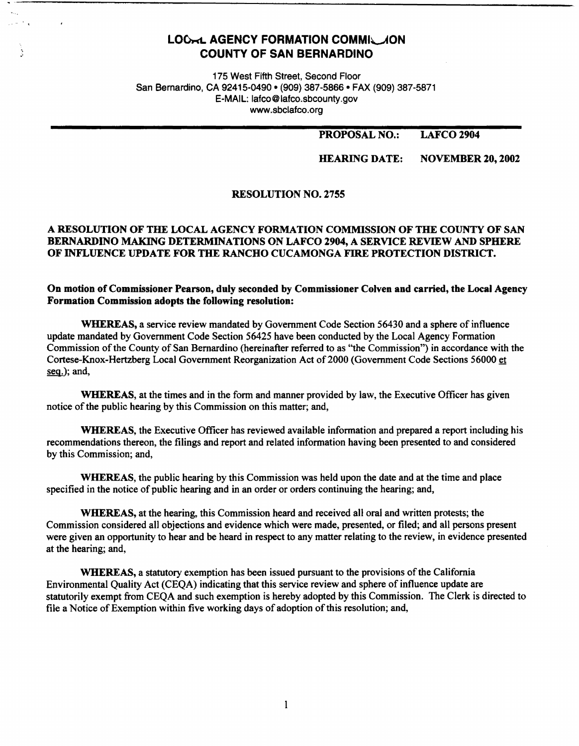# LOCAL AGENCY FORMATION COMMISSION
# COUNTY OF SAN BERNARDINO

175 West Fifth Street, Second Floor
San Bernardino, CA 92415-0490 • (909) 387-5866 • FAX (909) 387-5871
E-MAIL: lafco@lafco.sbcounty.gov
www.sbclafco.org

**PROPOSAL NO.: LAFCO 2904**

**HEARING DATE: NOVEMBER 20, 2002**

## RESOLUTION NO. 2755

**A RESOLUTION OF THE LOCAL AGENCY FORMATION COMMISSION OF THE COUNTY OF SAN BERNARDINO MAKING DETERMINATIONS ON LAFCO 2904, A SERVICE REVIEW AND SPHERE OF INFLUENCE UPDATE FOR THE RANCHO CUCAMONGA FIRE PROTECTION DISTRICT.**

**On motion of Commissioner Pearson, duly seconded by Commissioner Colven and carried, the Local Agency Formation Commission adopts the following resolution:**

**WHEREAS,** a service review mandated by Government Code Section 56430 and a sphere of influence update mandated by Government Code Section 56425 have been conducted by the Local Agency Formation Commission of the County of San Bernardino (hereinafter referred to as "the Commission") in accordance with the Cortese-Knox-Hertzberg Local Government Reorganization Act of 2000 (Government Code Sections 56000 et seq.); and,

**WHEREAS,** at the times and in the form and manner provided by law, the Executive Officer has given notice of the public hearing by this Commission on this matter; and,

**WHEREAS,** the Executive Officer has reviewed available information and prepared a report including his recommendations thereon, the filings and report and related information having been presented to and considered by this Commission; and,

**WHEREAS,** the public hearing by this Commission was held upon the date and at the time and place specified in the notice of public hearing and in an order or orders continuing the hearing; and,

**WHEREAS,** at the hearing, this Commission heard and received all oral and written protests; the Commission considered all objections and evidence which were made, presented, or filed; and all persons present were given an opportunity to hear and be heard in respect to any matter relating to the review, in evidence presented at the hearing; and,

**WHEREAS,** a statutory exemption has been issued pursuant to the provisions of the California Environmental Quality Act (CEQA) indicating that this service review and sphere of influence update are statutorily exempt from CEQA and such exemption is hereby adopted by this Commission. The Clerk is directed to file a Notice of Exemption within five working days of adoption of this resolution; and,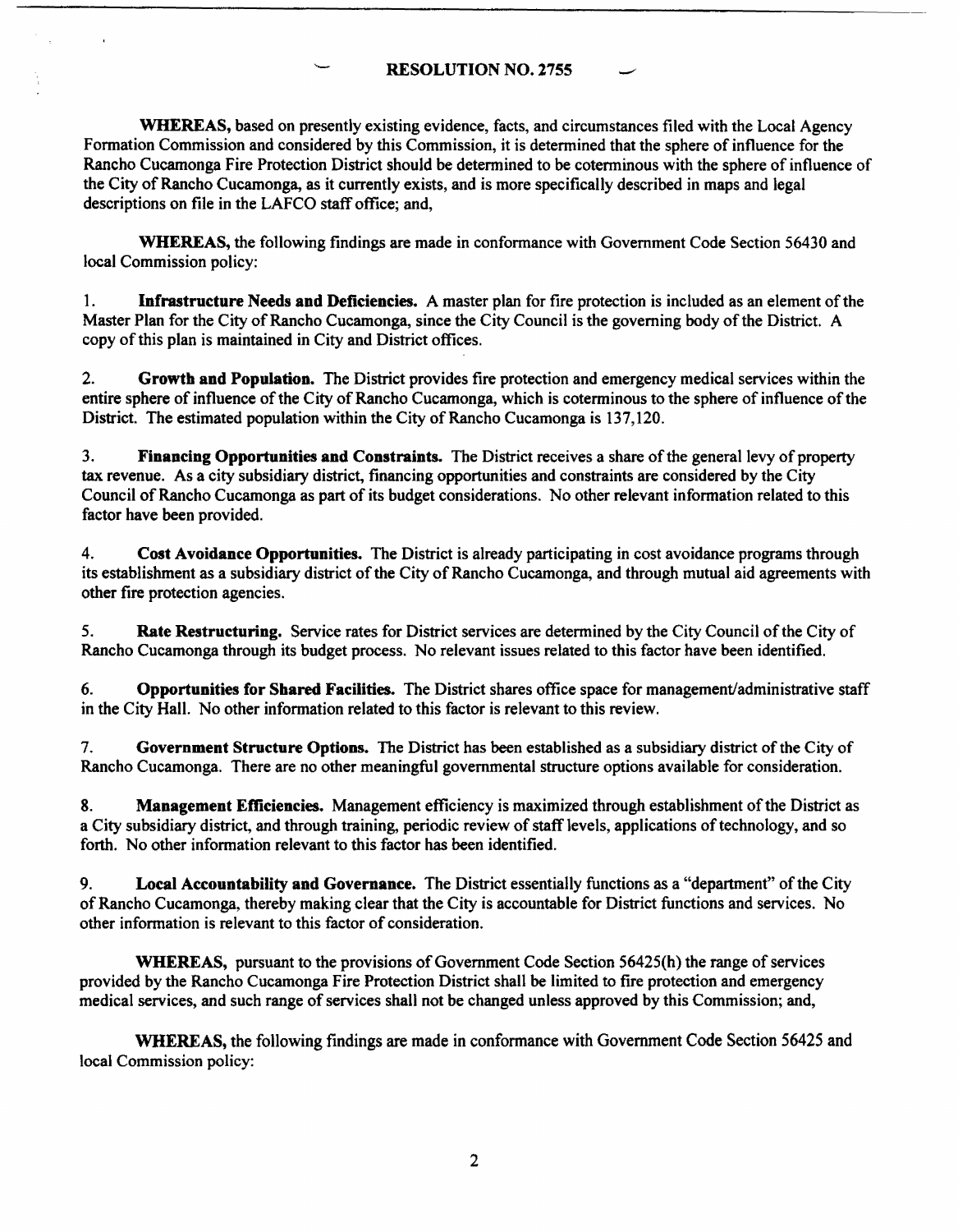## RESOLUTION NO. 2755

**WHEREAS,** based on presently existing evidence, facts, and circumstances filed with the Local Agency Formation Commission and considered by this Commission, it is determined that the sphere of influence for the Rancho Cucamonga Fire Protection District should be determined to be coterminous with the sphere of influence of the City of Rancho Cucamonga, as it currently exists, and is more specifically described in maps and legal descriptions on file in the LAFCO staff office; and,

**WHEREAS,** the following findings are made in conformance with Government Code Section 56430 and local Commission policy:

1. **Infrastructure Needs and Deficiencies.** A master plan for fire protection is included as an element of the Master Plan for the City of Rancho Cucamonga, since the City Council is the governing body of the District. A copy of this plan is maintained in City and District offices.

2. **Growth and Population.** The District provides fire protection and emergency medical services within the entire sphere of influence of the City of Rancho Cucamonga, which is coterminous to the sphere of influence of the District. The estimated population within the City of Rancho Cucamonga is 137,120.

3. **Financing Opportunities and Constraints.** The District receives a share of the general levy of property tax revenue. As a city subsidiary district, financing opportunities and constraints are considered by the City Council of Rancho Cucamonga as part of its budget considerations. No other relevant information related to this factor have been provided.

4. **Cost Avoidance Opportunities.** The District is already participating in cost avoidance programs through its establishment as a subsidiary district of the City of Rancho Cucamonga, and through mutual aid agreements with other fire protection agencies.

5. **Rate Restructuring.** Service rates for District services are determined by the City Council of the City of Rancho Cucamonga through its budget process. No relevant issues related to this factor have been identified.

6. **Opportunities for Shared Facilities.** The District shares office space for management/administrative staff in the City Hall. No other information related to this factor is relevant to this review.

7. **Government Structure Options.** The District has been established as a subsidiary district of the City of Rancho Cucamonga. There are no other meaningful governmental structure options available for consideration.

8. **Management Efficiencies.** Management efficiency is maximized through establishment of the District as a City subsidiary district, and through training, periodic review of staff levels, applications of technology, and so forth. No other information relevant to this factor has been identified.

9. **Local Accountability and Governance.** The District essentially functions as a "department" of the City of Rancho Cucamonga, thereby making clear that the City is accountable for District functions and services. No other information is relevant to this factor of consideration.

**WHEREAS,** pursuant to the provisions of Government Code Section 56425(h) the range of services provided by the Rancho Cucamonga Fire Protection District shall be limited to fire protection and emergency medical services, and such range of services shall not be changed unless approved by this Commission; and,

**WHEREAS,** the following findings are made in conformance with Government Code Section 56425 and local Commission policy: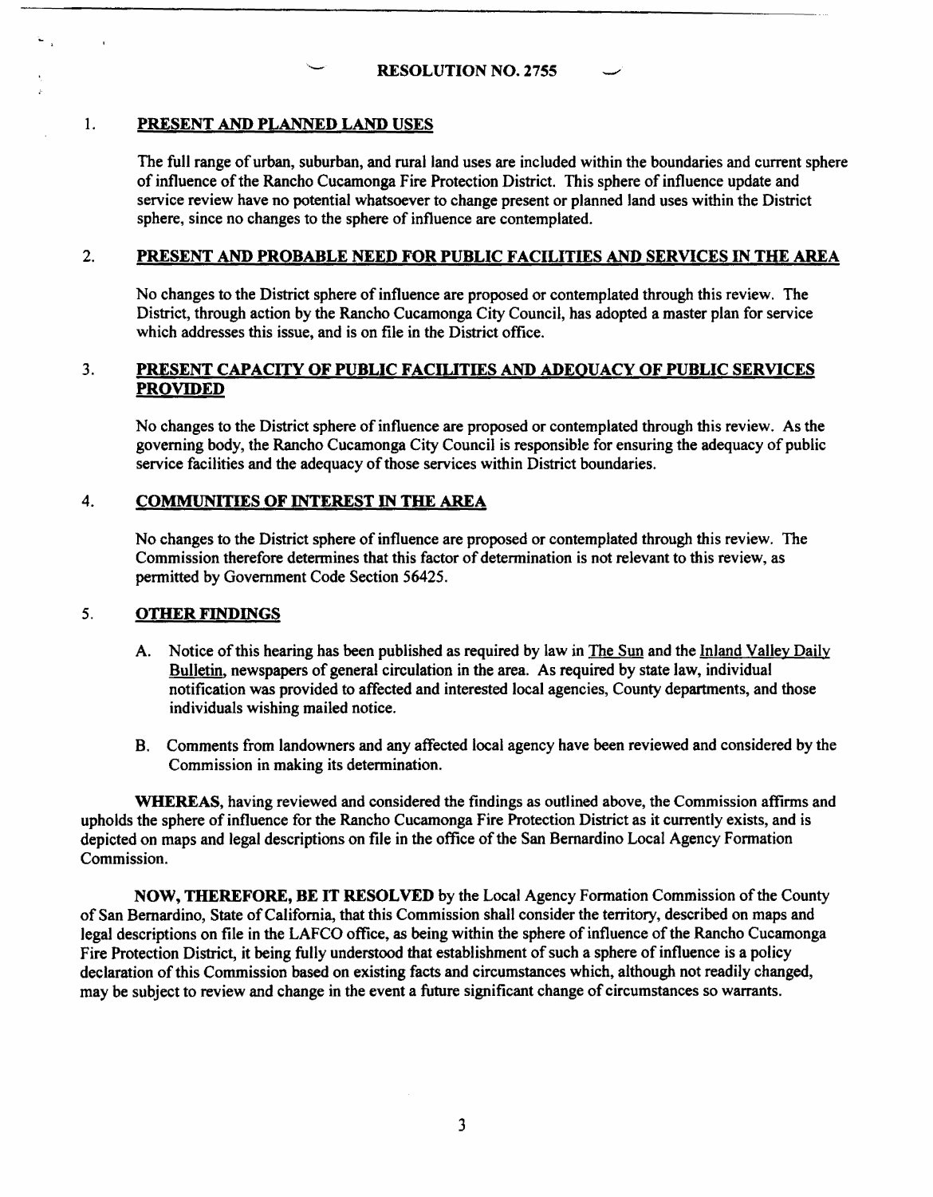**RESOLUTION NO. 2755**

## 1. PRESENT AND PLANNED LAND USES

The full range of urban, suburban, and rural land uses are included within the boundaries and current sphere of influence of the Rancho Cucamonga Fire Protection District. This sphere of influence update and service review have no potential whatsoever to change present or planned land uses within the District sphere, since no changes to the sphere of influence are contemplated.

## 2. PRESENT AND PROBABLE NEED FOR PUBLIC FACILITIES AND SERVICES IN THE AREA

No changes to the District sphere of influence are proposed or contemplated through this review. The District, through action by the Rancho Cucamonga City Council, has adopted a master plan for service which addresses this issue, and is on file in the District office.

## 3. PRESENT CAPACITY OF PUBLIC FACILITIES AND ADEQUACY OF PUBLIC SERVICES PROVIDED

No changes to the District sphere of influence are proposed or contemplated through this review. As the governing body, the Rancho Cucamonga City Council is responsible for ensuring the adequacy of public service facilities and the adequacy of those services within District boundaries.

## 4. COMMUNITIES OF INTEREST IN THE AREA

No changes to the District sphere of influence are proposed or contemplated through this review. The Commission therefore determines that this factor of determination is not relevant to this review, as permitted by Government Code Section 56425.

## 5. OTHER FINDINGS

A. Notice of this hearing has been published as required by law in The Sun and the Inland Valley Daily Bulletin, newspapers of general circulation in the area. As required by state law, individual notification was provided to affected and interested local agencies, County departments, and those individuals wishing mailed notice.

B. Comments from landowners and any affected local agency have been reviewed and considered by the Commission in making its determination.

**WHEREAS,** having reviewed and considered the findings as outlined above, the Commission affirms and upholds the sphere of influence for the Rancho Cucamonga Fire Protection District as it currently exists, and is depicted on maps and legal descriptions on file in the office of the San Bernardino Local Agency Formation Commission.

**NOW, THEREFORE, BE IT RESOLVED** by the Local Agency Formation Commission of the County of San Bernardino, State of California, that this Commission shall consider the territory, described on maps and legal descriptions on file in the LAFCO office, as being within the sphere of influence of the Rancho Cucamonga Fire Protection District, it being fully understood that establishment of such a sphere of influence is a policy declaration of this Commission based on existing facts and circumstances which, although not readily changed, may be subject to review and change in the event a future significant change of circumstances so warrants.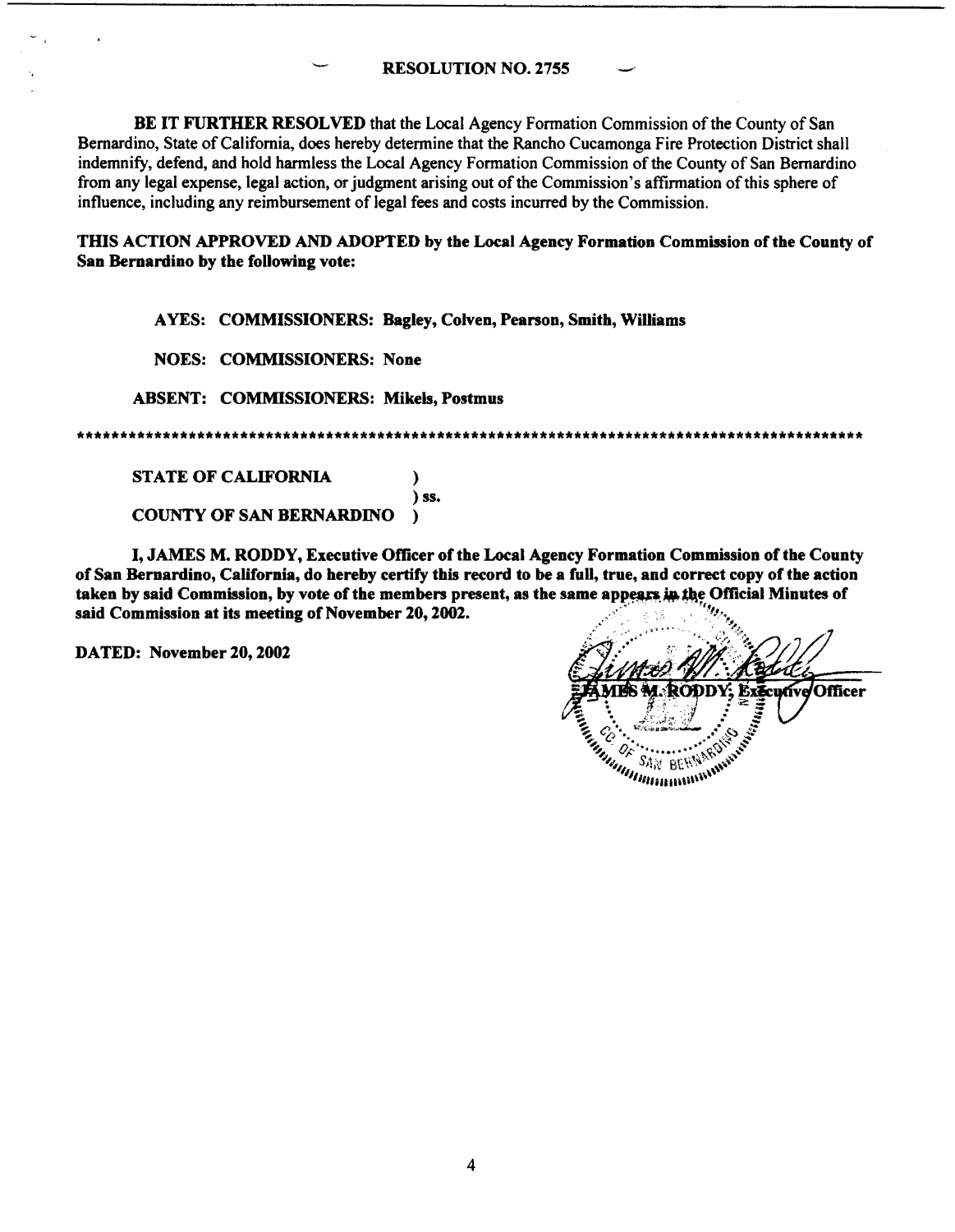**RESOLUTION NO. 2755**

**BE IT FURTHER RESOLVED** that the Local Agency Formation Commission of the County of San Bernardino, State of California, does hereby determine that the Rancho Cucamonga Fire Protection District shall indemnify, defend, and hold harmless the Local Agency Formation Commission of the County of San Bernardino from any legal expense, legal action, or judgment arising out of the Commission's affirmation of this sphere of influence, including any reimbursement of legal fees and costs incurred by the Commission.

**THIS ACTION APPROVED AND ADOPTED by the Local Agency Formation Commission of the County of San Bernardino by the following vote:**

**AYES: COMMISSIONERS: Bagley, Colven, Pearson, Smith, Williams**

**NOES: COMMISSIONERS: None**

**ABSENT: COMMISSIONERS: Mikels, Postmus**

\*\*\*\*\*\*\*\*\*\*\*\*\*\*\*\*\*\*\*\*\*\*\*\*\*\*\*\*\*\*\*\*\*\*\*\*\*\*\*\*\*\*\*\*\*\*\*\*\*\*\*\*\*\*\*\*\*\*\*\*\*\*\*\*\*\*\*\*\*\*\*\*\*\*\*\*\*\*\*\*\*\*\*\*\*\*\*\*\*\*\*\*

**STATE OF CALIFORNIA )**
**) ss.**
**COUNTY OF SAN BERNARDINO )**

**I, JAMES M. RODDY, Executive Officer of the Local Agency Formation Commission of the County of San Bernardino, California, do hereby certify this record to be a full, true, and correct copy of the action taken by said Commission, by vote of the members present, as the same appears in the Official Minutes of said Commission at its meeting of November 20, 2002.**

**DATED: November 20, 2002**

**JAMES M. RODDY, Executive Officer**